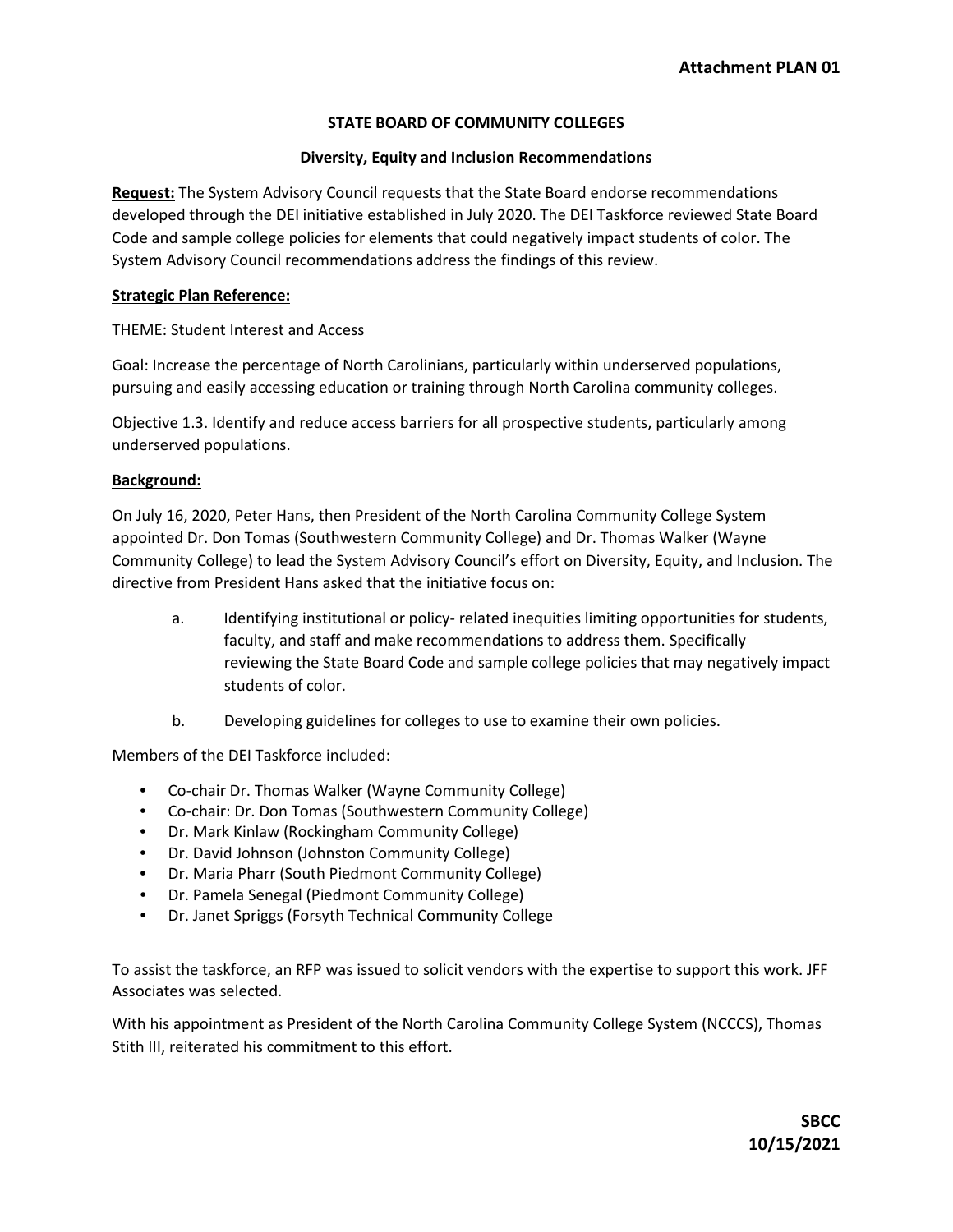**Attachment PLAN 01**

# STATE BOARD OF COMMUNITY COLLEGES

## Diversity, Equity and Inclusion Recommendations

**Request:** The System Advisory Council requests that the State Board endorse recommendations developed through the DEI initiative established in July 2020. The DEI Taskforce reviewed State Board Code and sample college policies for elements that could negatively impact students of color. The System Advisory Council recommendations address the findings of this review.

**Strategic Plan Reference:**

THEME: Student Interest and Access

Goal: Increase the percentage of North Carolinians, particularly within underserved populations, pursuing and easily accessing education or training through North Carolina community colleges.

Objective 1.3. Identify and reduce access barriers for all prospective students, particularly among underserved populations.

**Background:**

On July 16, 2020, Peter Hans, then President of the North Carolina Community College System appointed Dr. Don Tomas (Southwestern Community College) and Dr. Thomas Walker (Wayne Community College) to lead the System Advisory Council's effort on Diversity, Equity, and Inclusion. The directive from President Hans asked that the initiative focus on:

a. Identifying institutional or policy- related inequities limiting opportunities for students, faculty, and staff and make recommendations to address them. Specifically reviewing the State Board Code and sample college policies that may negatively impact students of color.

b. Developing guidelines for colleges to use to examine their own policies.

Members of the DEI Taskforce included:

- Co-chair Dr. Thomas Walker (Wayne Community College)
- Co-chair: Dr. Don Tomas (Southwestern Community College)
- Dr. Mark Kinlaw (Rockingham Community College)
- Dr. David Johnson (Johnston Community College)
- Dr. Maria Pharr (South Piedmont Community College)
- Dr. Pamela Senegal (Piedmont Community College)
- Dr. Janet Spriggs (Forsyth Technical Community College

To assist the taskforce, an RFP was issued to solicit vendors with the expertise to support this work. JFF Associates was selected.

With his appointment as President of the North Carolina Community College System (NCCCS), Thomas Stith III, reiterated his commitment to this effort.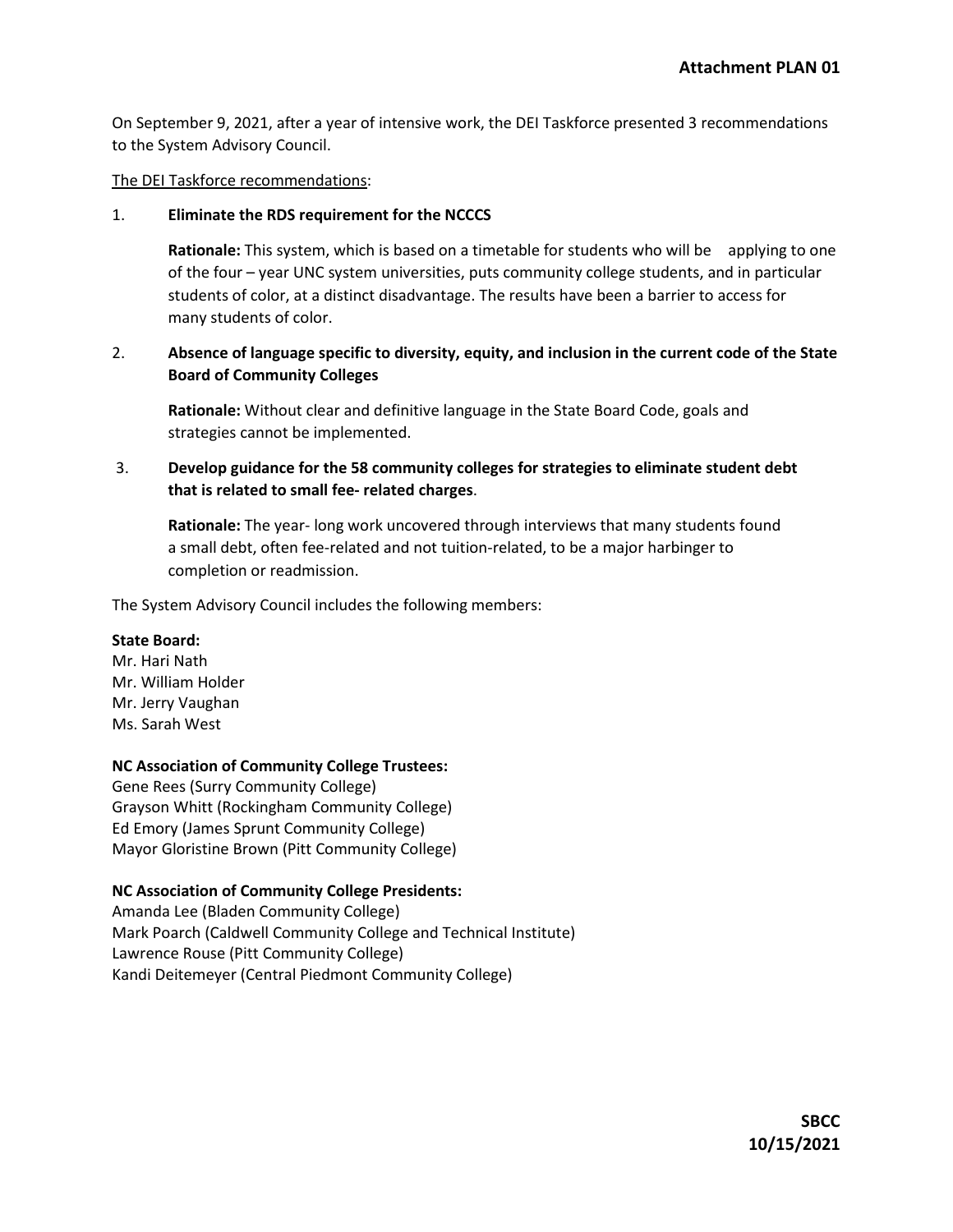**Attachment PLAN 01**

On September 9, 2021, after a year of intensive work, the DEI Taskforce presented 3 recommendations to the System Advisory Council.

The DEI Taskforce recommendations:

1. **Eliminate the RDS requirement for the NCCCS**

   **Rationale:** This system, which is based on a timetable for students who will be applying to one of the four – year UNC system universities, puts community college students, and in particular students of color, at a distinct disadvantage. The results have been a barrier to access for many students of color.

2. **Absence of language specific to diversity, equity, and inclusion in the current code of the State Board of Community Colleges**

   **Rationale:** Without clear and definitive language in the State Board Code, goals and strategies cannot be implemented.

3. **Develop guidance for the 58 community colleges for strategies to eliminate student debt that is related to small fee- related charges**.

   **Rationale:** The year- long work uncovered through interviews that many students found a small debt, often fee-related and not tuition-related, to be a major harbinger to completion or readmission.

The System Advisory Council includes the following members:

**State Board:**
Mr. Hari Nath
Mr. William Holder
Mr. Jerry Vaughan
Ms. Sarah West

**NC Association of Community College Trustees:**
Gene Rees (Surry Community College)
Grayson Whitt (Rockingham Community College)
Ed Emory (James Sprunt Community College)
Mayor Gloristine Brown (Pitt Community College)

**NC Association of Community College Presidents:**
Amanda Lee (Bladen Community College)
Mark Poarch (Caldwell Community College and Technical Institute)
Lawrence Rouse (Pitt Community College)
Kandi Deitemeyer (Central Piedmont Community College)

**SBCC**
**10/15/2021**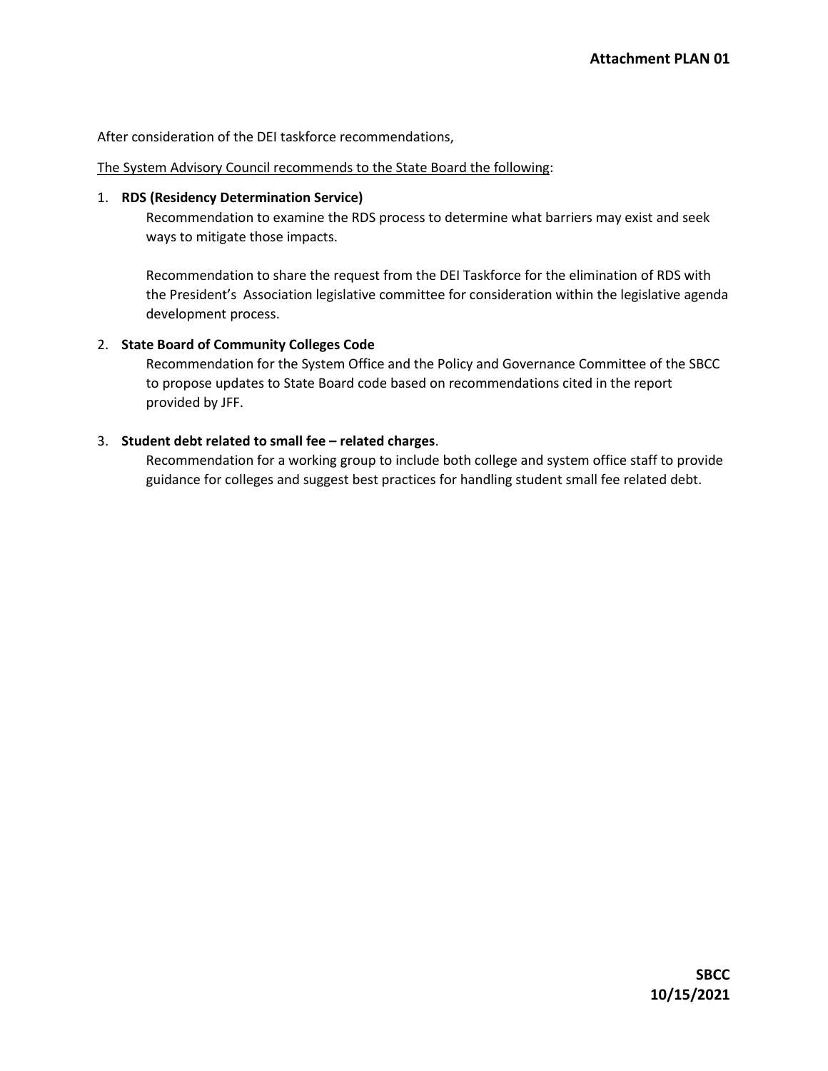**Attachment PLAN 01**

After consideration of the DEI taskforce recommendations,

The System Advisory Council recommends to the State Board the following:

1. **RDS (Residency Determination Service)**

   Recommendation to examine the RDS process to determine what barriers may exist and seek ways to mitigate those impacts.

   Recommendation to share the request from the DEI Taskforce for the elimination of RDS with the President's Association legislative committee for consideration within the legislative agenda development process.

2. **State Board of Community Colleges Code**

   Recommendation for the System Office and the Policy and Governance Committee of the SBCC to propose updates to State Board code based on recommendations cited in the report provided by JFF.

3. **Student debt related to small fee – related charges**.

   Recommendation for a working group to include both college and system office staff to provide guidance for colleges and suggest best practices for handling student small fee related debt.

**SBCC**
**10/15/2021**